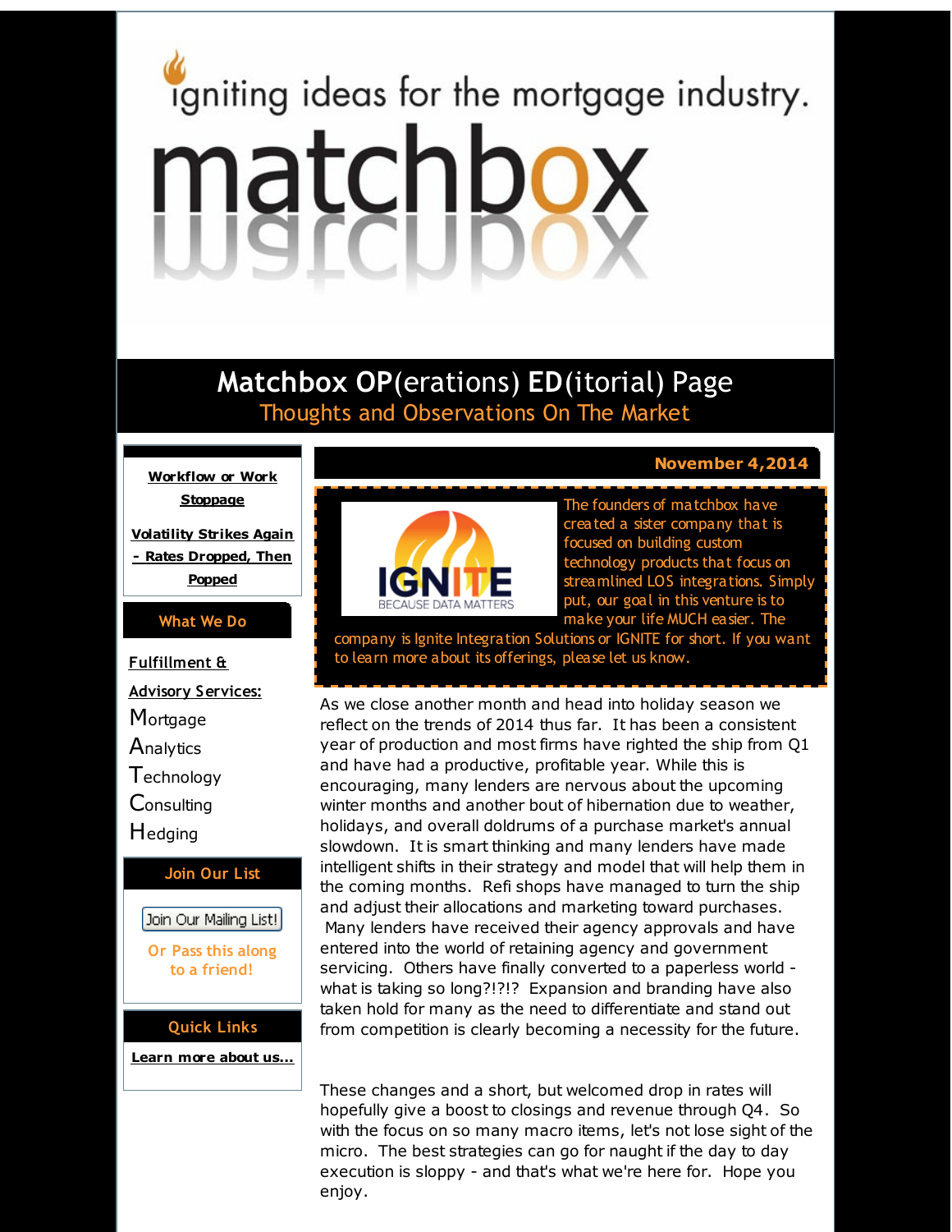igniting ideas for the mortgage industry.

# matchbox

## Matchbox OP(erations) ED(itorial) Page

Thoughts and Observations On The Market

**Workflow or Work Stoppage**

**Volatility Strikes Again - Rates Dropped, Then Popped**

**What We Do**

**Fulfillment & Advisory Services:**

- Mortgage
- Analytics
- Technology
- Consulting
- Hedging

**Join Our List**

Join Our Mailing List!

Or Pass this along to a friend!

**Quick Links**

**Learn more about us...**

**November 4,2014**

IGNITE BECAUSE DATA MATTERS

The founders of matchbox have created a sister company that is focused on building custom technology products that focus on streamlined LOS integrations. Simply put, our goal in this venture is to make your life MUCH easier. The company is Ignite Integration Solutions or IGNITE for short. If you want to learn more about its offerings, please let us know.

As we close another month and head into holiday season we reflect on the trends of 2014 thus far. It has been a consistent year of production and most firms have righted the ship from Q1 and have had a productive, profitable year. While this is encouraging, many lenders are nervous about the upcoming winter months and another bout of hibernation due to weather, holidays, and overall doldrums of a purchase market's annual slowdown. It is smart thinking and many lenders have made intelligent shifts in their strategy and model that will help them in the coming months. Refi shops have managed to turn the ship and adjust their allocations and marketing toward purchases. Many lenders have received their agency approvals and have entered into the world of retaining agency and government servicing. Others have finally converted to a paperless world - what is taking so long?!?!? Expansion and branding have also taken hold for many as the need to differentiate and stand out from competition is clearly becoming a necessity for the future.

These changes and a short, but welcomed drop in rates will hopefully give a boost to closings and revenue through Q4. So with the focus on so many macro items, let's not lose sight of the micro. The best strategies can go for naught if the day to day execution is sloppy - and that's what we're here for. Hope you enjoy.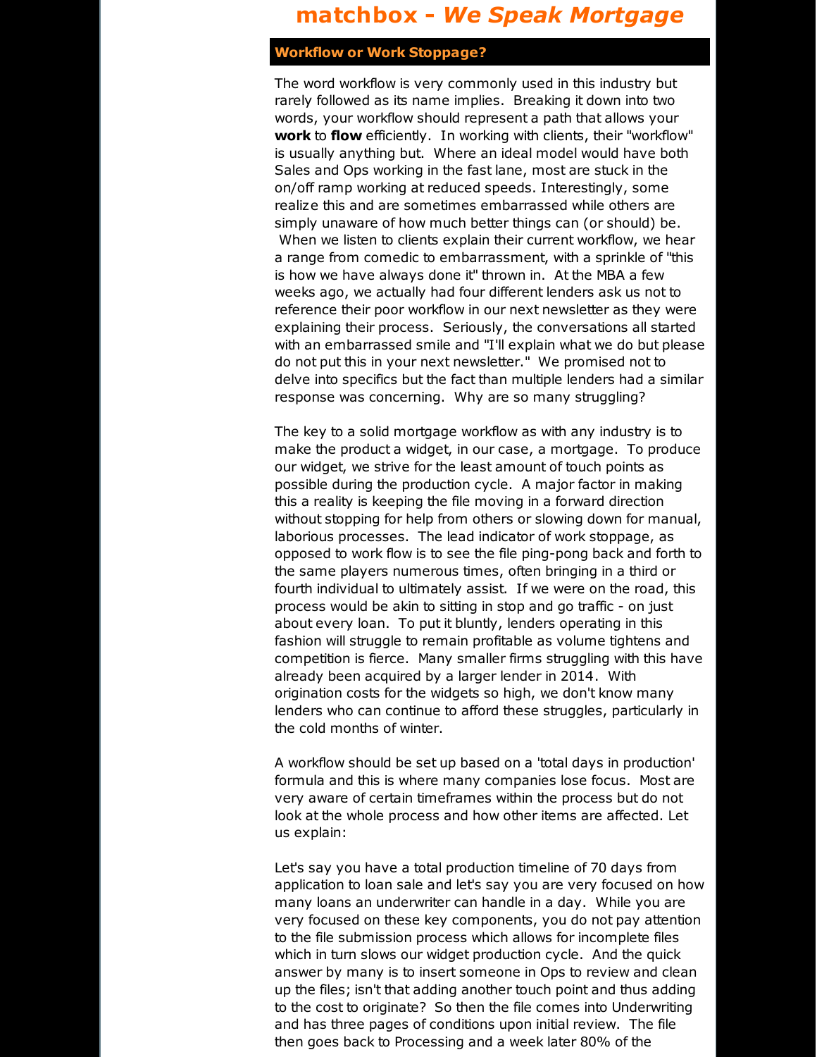# matchbox - *We Speak Mortgage*

## Workflow or Work Stoppage?

The word workflow is very commonly used in this industry but rarely followed as its name implies. Breaking it down into two words, your workflow should represent a path that allows your **work** to **flow** efficiently. In working with clients, their "workflow" is usually anything but. Where an ideal model would have both Sales and Ops working in the fast lane, most are stuck in the on/off ramp working at reduced speeds. Interestingly, some realize this and are sometimes embarrassed while others are simply unaware of how much better things can (or should) be. When we listen to clients explain their current workflow, we hear a range from comedic to embarrassment, with a sprinkle of "this is how we have always done it" thrown in. At the MBA a few weeks ago, we actually had four different lenders ask us not to reference their poor workflow in our next newsletter as they were explaining their process. Seriously, the conversations all started with an embarrassed smile and "I'll explain what we do but please do not put this in your next newsletter." We promised not to delve into specifics but the fact than multiple lenders had a similar response was concerning. Why are so many struggling?

The key to a solid mortgage workflow as with any industry is to make the product a widget, in our case, a mortgage. To produce our widget, we strive for the least amount of touch points as possible during the production cycle. A major factor in making this a reality is keeping the file moving in a forward direction without stopping for help from others or slowing down for manual, laborious processes. The lead indicator of work stoppage, as opposed to work flow is to see the file ping-pong back and forth to the same players numerous times, often bringing in a third or fourth individual to ultimately assist. If we were on the road, this process would be akin to sitting in stop and go traffic - on just about every loan. To put it bluntly, lenders operating in this fashion will struggle to remain profitable as volume tightens and competition is fierce. Many smaller firms struggling with this have already been acquired by a larger lender in 2014. With origination costs for the widgets so high, we don't know many lenders who can continue to afford these struggles, particularly in the cold months of winter.

A workflow should be set up based on a 'total days in production' formula and this is where many companies lose focus. Most are very aware of certain timeframes within the process but do not look at the whole process and how other items are affected. Let us explain:

Let's say you have a total production timeline of 70 days from application to loan sale and let's say you are very focused on how many loans an underwriter can handle in a day. While you are very focused on these key components, you do not pay attention to the file submission process which allows for incomplete files which in turn slows our widget production cycle. And the quick answer by many is to insert someone in Ops to review and clean up the files; isn't that adding another touch point and thus adding to the cost to originate? So then the file comes into Underwriting and has three pages of conditions upon initial review. The file then goes back to Processing and a week later 80% of the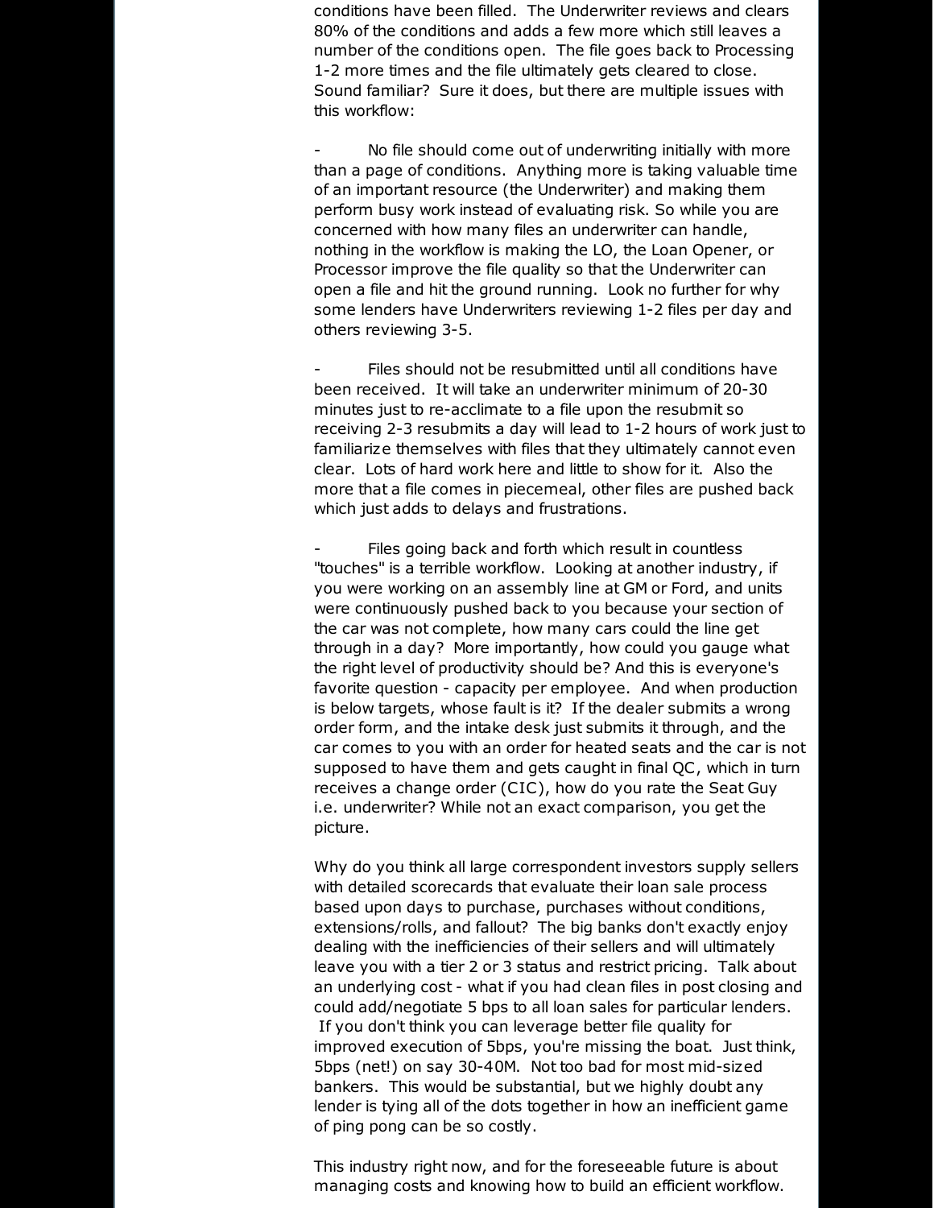conditions have been filled. The Underwriter reviews and clears 80% of the conditions and adds a few more which still leaves a number of the conditions open. The file goes back to Processing 1-2 more times and the file ultimately gets cleared to close. Sound familiar? Sure it does, but there are multiple issues with this workflow:

- No file should come out of underwriting initially with more than a page of conditions. Anything more is taking valuable time of an important resource (the Underwriter) and making them perform busy work instead of evaluating risk. So while you are concerned with how many files an underwriter can handle, nothing in the workflow is making the LO, the Loan Opener, or Processor improve the file quality so that the Underwriter can open a file and hit the ground running. Look no further for why some lenders have Underwriters reviewing 1-2 files per day and others reviewing 3-5.

- Files should not be resubmitted until all conditions have been received. It will take an underwriter minimum of 20-30 minutes just to re-acclimate to a file upon the resubmit so receiving 2-3 resubmits a day will lead to 1-2 hours of work just to familiarize themselves with files that they ultimately cannot even clear. Lots of hard work here and little to show for it. Also the more that a file comes in piecemeal, other files are pushed back which just adds to delays and frustrations.

- Files going back and forth which result in countless "touches" is a terrible workflow. Looking at another industry, if you were working on an assembly line at GM or Ford, and units were continuously pushed back to you because your section of the car was not complete, how many cars could the line get through in a day? More importantly, how could you gauge what the right level of productivity should be? And this is everyone's favorite question - capacity per employee. And when production is below targets, whose fault is it? If the dealer submits a wrong order form, and the intake desk just submits it through, and the car comes to you with an order for heated seats and the car is not supposed to have them and gets caught in final QC, which in turn receives a change order (CIC), how do you rate the Seat Guy i.e. underwriter? While not an exact comparison, you get the picture.

Why do you think all large correspondent investors supply sellers with detailed scorecards that evaluate their loan sale process based upon days to purchase, purchases without conditions, extensions/rolls, and fallout? The big banks don't exactly enjoy dealing with the inefficiencies of their sellers and will ultimately leave you with a tier 2 or 3 status and restrict pricing. Talk about an underlying cost - what if you had clean files in post closing and could add/negotiate 5 bps to all loan sales for particular lenders. If you don't think you can leverage better file quality for improved execution of 5bps, you're missing the boat. Just think, 5bps (net!) on say 30-40M. Not too bad for most mid-sized bankers. This would be substantial, but we highly doubt any lender is tying all of the dots together in how an inefficient game of ping pong can be so costly.

This industry right now, and for the foreseeable future is about managing costs and knowing how to build an efficient workflow.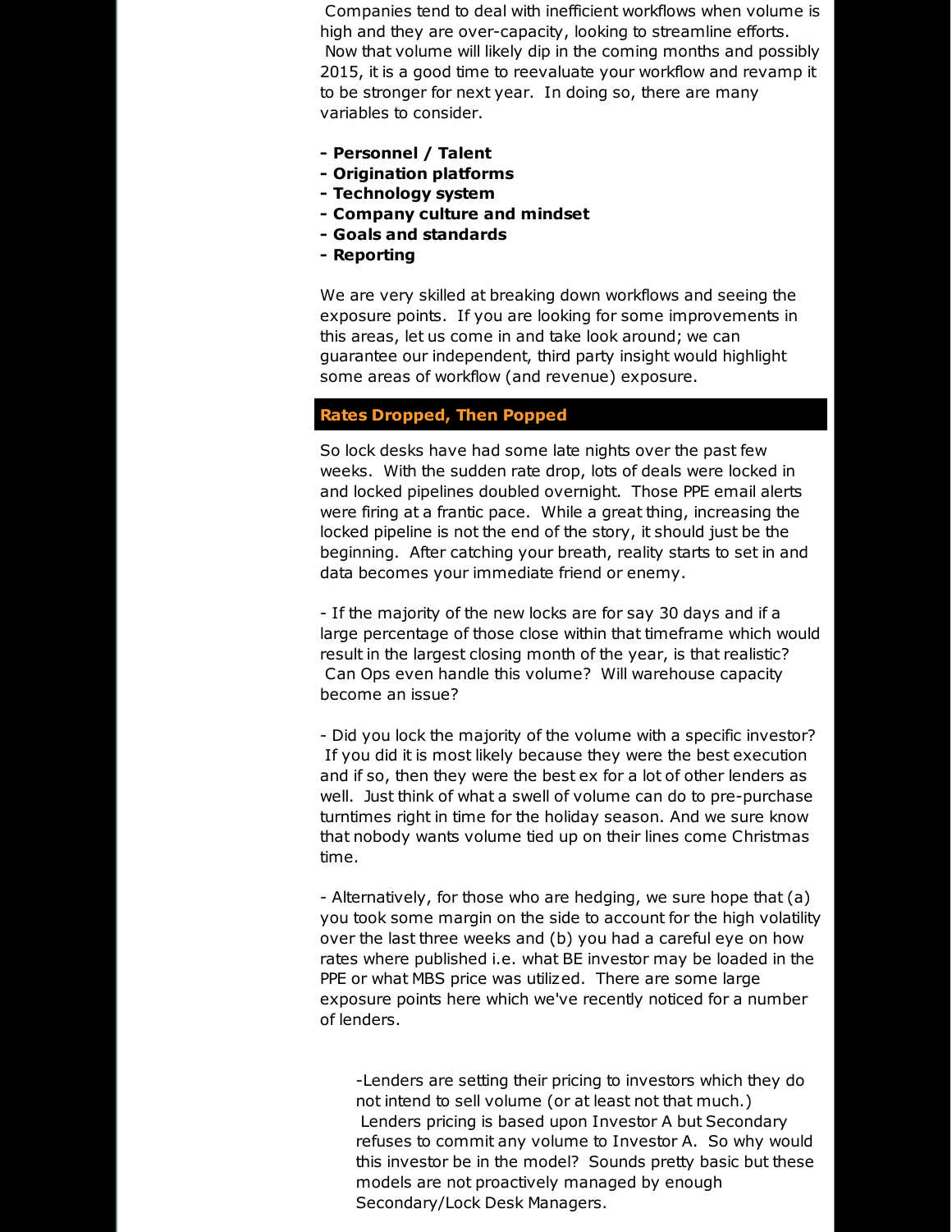Companies tend to deal with inefficient workflows when volume is high and they are over-capacity, looking to streamline efforts. Now that volume will likely dip in the coming months and possibly 2015, it is a good time to reevaluate your workflow and revamp it to be stronger for next year. In doing so, there are many variables to consider.

**- Personnel / Talent**
**- Origination platforms**
**- Technology system**
**- Company culture and mindset**
**- Goals and standards**
**- Reporting**

We are very skilled at breaking down workflows and seeing the exposure points. If you are looking for some improvements in this areas, let us come in and take look around; we can guarantee our independent, third party insight would highlight some areas of workflow (and revenue) exposure.

## Rates Dropped, Then Popped

So lock desks have had some late nights over the past few weeks. With the sudden rate drop, lots of deals were locked in and locked pipelines doubled overnight. Those PPE email alerts were firing at a frantic pace. While a great thing, increasing the locked pipeline is not the end of the story, it should just be the beginning. After catching your breath, reality starts to set in and data becomes your immediate friend or enemy.

- If the majority of the new locks are for say 30 days and if a large percentage of those close within that timeframe which would result in the largest closing month of the year, is that realistic? Can Ops even handle this volume? Will warehouse capacity become an issue?

- Did you lock the majority of the volume with a specific investor? If you did it is most likely because they were the best execution and if so, then they were the best ex for a lot of other lenders as well. Just think of what a swell of volume can do to pre-purchase turntimes right in time for the holiday season. And we sure know that nobody wants volume tied up on their lines come Christmas time.

- Alternatively, for those who are hedging, we sure hope that (a) you took some margin on the side to account for the high volatility over the last three weeks and (b) you had a careful eye on how rates where published i.e. what BE investor may be loaded in the PPE or what MBS price was utilized. There are some large exposure points here which we've recently noticed for a number of lenders.

> -Lenders are setting their pricing to investors which they do not intend to sell volume (or at least not that much.) Lenders pricing is based upon Investor A but Secondary refuses to commit any volume to Investor A. So why would this investor be in the model? Sounds pretty basic but these models are not proactively managed by enough Secondary/Lock Desk Managers.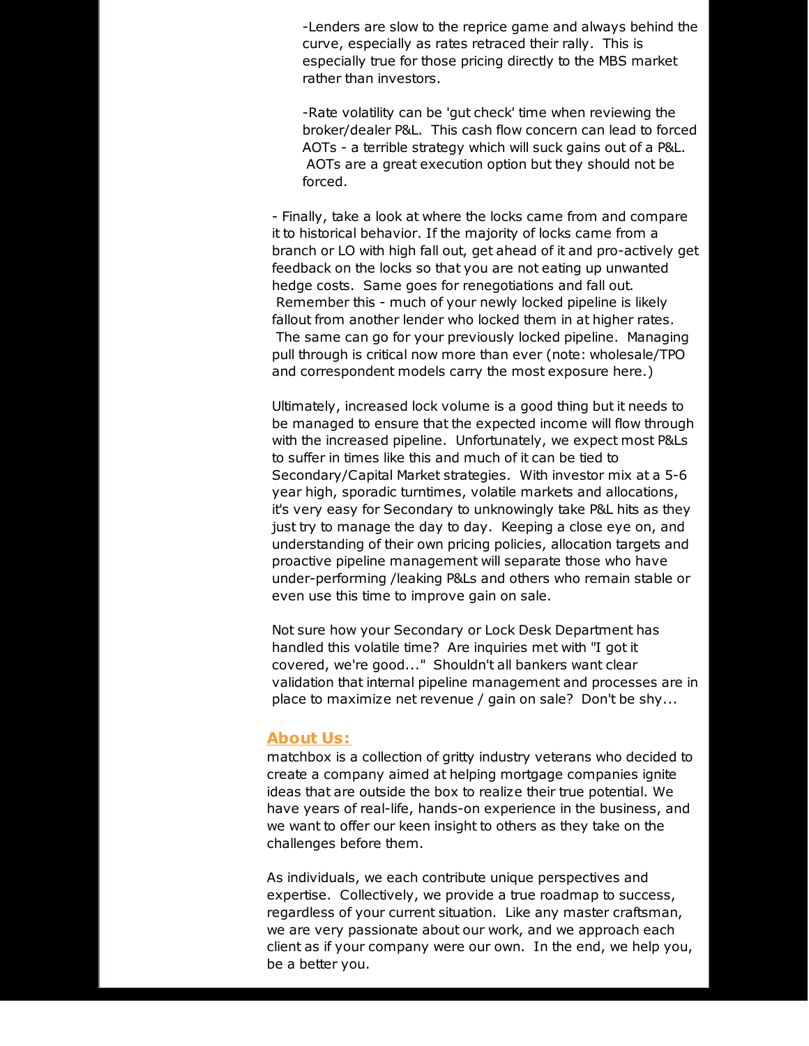-Lenders are slow to the reprice game and always behind the curve, especially as rates retraced their rally. This is especially true for those pricing directly to the MBS market rather than investors.

-Rate volatility can be 'gut check' time when reviewing the broker/dealer P&L. This cash flow concern can lead to forced AOTs - a terrible strategy which will suck gains out of a P&L. AOTs are a great execution option but they should not be forced.

- Finally, take a look at where the locks came from and compare it to historical behavior. If the majority of locks came from a branch or LO with high fall out, get ahead of it and pro-actively get feedback on the locks so that you are not eating up unwanted hedge costs. Same goes for renegotiations and fall out. Remember this - much of your newly locked pipeline is likely fallout from another lender who locked them in at higher rates. The same can go for your previously locked pipeline. Managing pull through is critical now more than ever (note: wholesale/TPO and correspondent models carry the most exposure here.)

Ultimately, increased lock volume is a good thing but it needs to be managed to ensure that the expected income will flow through with the increased pipeline. Unfortunately, we expect most P&Ls to suffer in times like this and much of it can be tied to Secondary/Capital Market strategies. With investor mix at a 5-6 year high, sporadic turntimes, volatile markets and allocations, it's very easy for Secondary to unknowingly take P&L hits as they just try to manage the day to day. Keeping a close eye on, and understanding of their own pricing policies, allocation targets and proactive pipeline management will separate those who have under-performing /leaking P&Ls and others who remain stable or even use this time to improve gain on sale.

Not sure how your Secondary or Lock Desk Department has handled this volatile time? Are inquiries met with "I got it covered, we're good..." Shouldn't all bankers want clear validation that internal pipeline management and processes are in place to maximize net revenue / gain on sale? Don't be shy...

## About Us:

matchbox is a collection of gritty industry veterans who decided to create a company aimed at helping mortgage companies ignite ideas that are outside the box to realize their true potential. We have years of real-life, hands-on experience in the business, and we want to offer our keen insight to others as they take on the challenges before them.

As individuals, we each contribute unique perspectives and expertise. Collectively, we provide a true roadmap to success, regardless of your current situation. Like any master craftsman, we are very passionate about our work, and we approach each client as if your company were our own. In the end, we help you, be a better you.